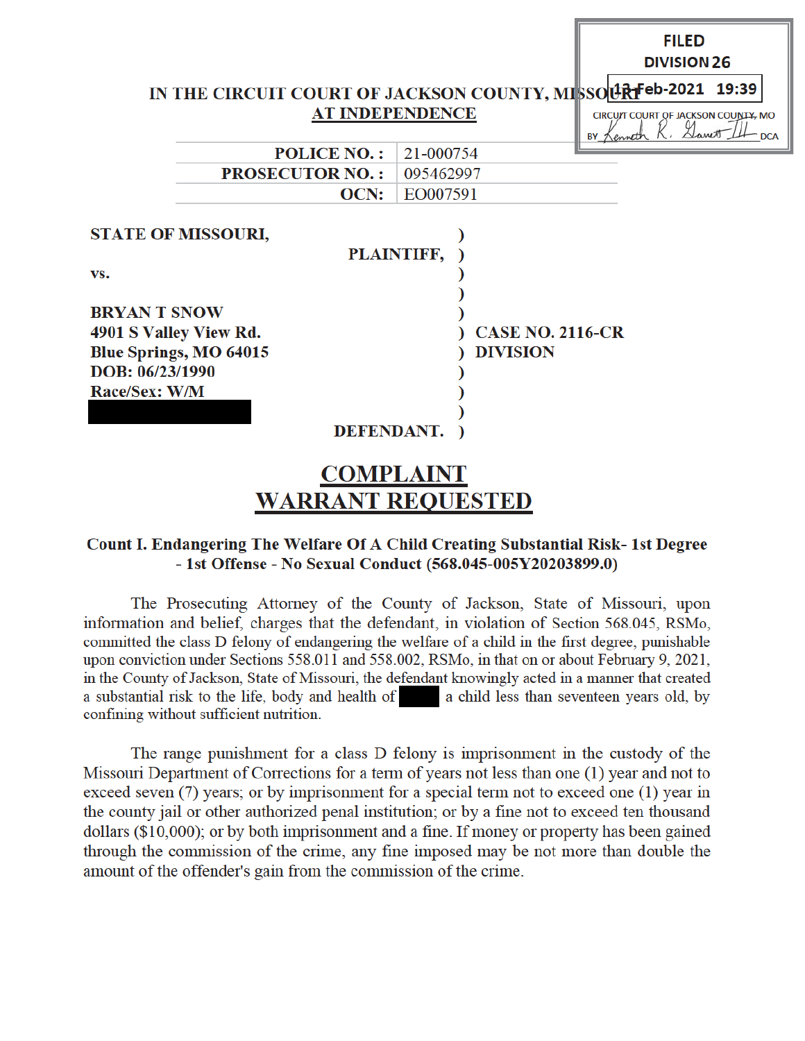FILED
DIVISION 26
12-Feb-2021 19:39
CIRCUIT COURT OF JACKSON COUNTY, MO
BY Kenneth R. Garrett III DCA

IN THE CIRCUIT COURT OF JACKSON COUNTY, MISSOURI
AT INDEPENDENCE

| | |
|---|---|
| **POLICE NO. :** | 21-000754 |
| **PROSECUTOR NO. :** | 095462997 |
| **OCN:** | EO007591 |

**STATE OF MISSOURI,**

**PLAINTIFF,**

**vs.**

**BRYAN T SNOW**
**4901 S Valley View Rd.**
**Blue Springs, MO 64015**
**DOB: 06/23/1990**
**Race/Sex: W/M**

**DEFENDANT.**

**CASE NO. 2116-CR**
**DIVISION**

# COMPLAINT
# WARRANT REQUESTED

**Count I. Endangering The Welfare Of A Child Creating Substantial Risk- 1st Degree - 1st Offense - No Sexual Conduct (568.045-005Y20203899.0)**

The Prosecuting Attorney of the County of Jackson, State of Missouri, upon information and belief, charges that the defendant, in violation of Section 568.045, RSMo, committed the class D felony of endangering the welfare of a child in the first degree, punishable upon conviction under Sections 558.011 and 558.002, RSMo, in that on or about February 9, 2021, in the County of Jackson, State of Missouri, the defendant knowingly acted in a manner that created a substantial risk to the life, body and health of [REDACTED] a child less than seventeen years old, by confining without sufficient nutrition.

The range punishment for a class D felony is imprisonment in the custody of the Missouri Department of Corrections for a term of years not less than one (1) year and not to exceed seven (7) years; or by imprisonment for a special term not to exceed one (1) year in the county jail or other authorized penal institution; or by a fine not to exceed ten thousand dollars ($10,000); or by both imprisonment and a fine. If money or property has been gained through the commission of the crime, any fine imposed may be not more than double the amount of the offender's gain from the commission of the crime.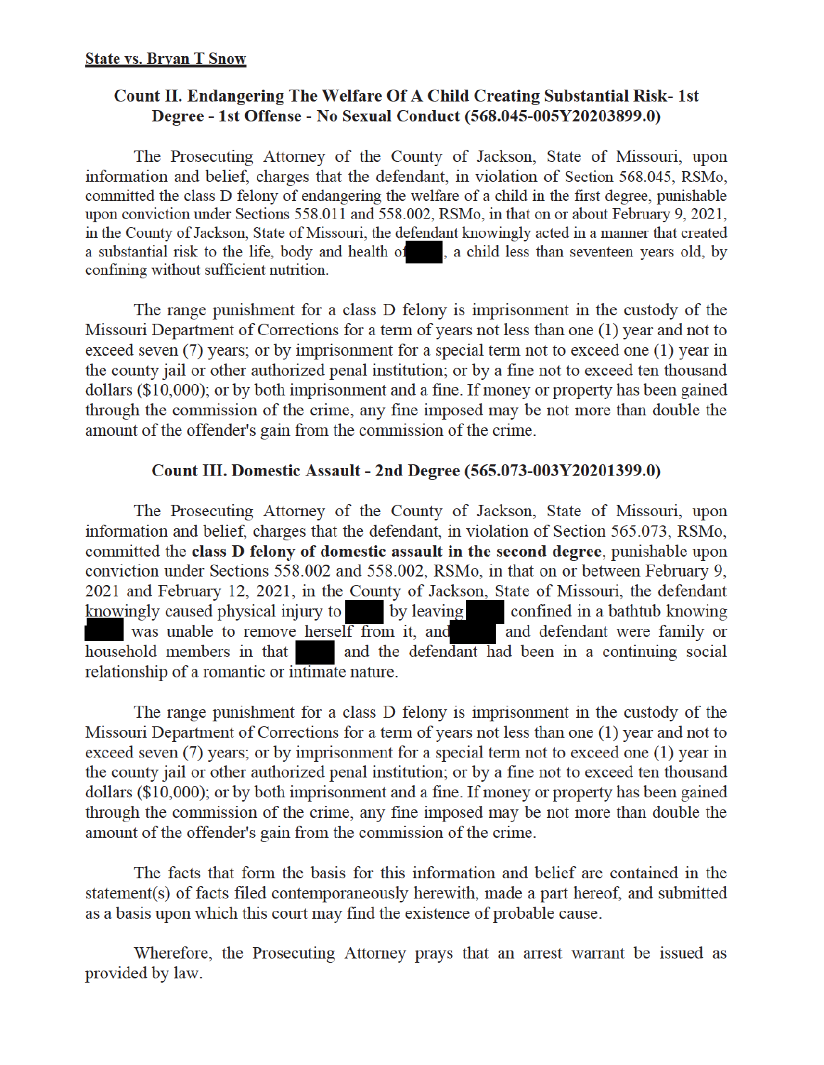**State vs. Bryan T Snow**

### Count II. Endangering The Welfare Of A Child Creating Substantial Risk- 1st Degree - 1st Offense - No Sexual Conduct (568.045-005Y20203899.0)

The Prosecuting Attorney of the County of Jackson, State of Missouri, upon information and belief, charges that the defendant, in violation of Section 568.045, RSMo, committed the class D felony of endangering the welfare of a child in the first degree, punishable upon conviction under Sections 558.011 and 558.002, RSMo, in that on or about February 9, 2021, in the County of Jackson, State of Missouri, the defendant knowingly acted in a manner that created a substantial risk to the life, body and health of ████, a child less than seventeen years old, by confining without sufficient nutrition.

The range punishment for a class D felony is imprisonment in the custody of the Missouri Department of Corrections for a term of years not less than one (1) year and not to exceed seven (7) years; or by imprisonment for a special term not to exceed one (1) year in the county jail or other authorized penal institution; or by a fine not to exceed ten thousand dollars ($10,000); or by both imprisonment and a fine. If money or property has been gained through the commission of the crime, any fine imposed may be not more than double the amount of the offender's gain from the commission of the crime.

### Count III. Domestic Assault - 2nd Degree (565.073-003Y20201399.0)

The Prosecuting Attorney of the County of Jackson, State of Missouri, upon information and belief, charges that the defendant, in violation of Section 565.073, RSMo, committed the **class D felony of domestic assault in the second degree**, punishable upon conviction under Sections 558.002 and 558.002, RSMo, in that on or between February 9, 2021 and February 12, 2021, in the County of Jackson, State of Missouri, the defendant knowingly caused physical injury to ████ by leaving ████ confined in a bathtub knowing ████ was unable to remove herself from it, and ████ and defendant were family or household members in that ████ and the defendant had been in a continuing social relationship of a romantic or intimate nature.

The range punishment for a class D felony is imprisonment in the custody of the Missouri Department of Corrections for a term of years not less than one (1) year and not to exceed seven (7) years; or by imprisonment for a special term not to exceed one (1) year in the county jail or other authorized penal institution; or by a fine not to exceed ten thousand dollars ($10,000); or by both imprisonment and a fine. If money or property has been gained through the commission of the crime, any fine imposed may be not more than double the amount of the offender's gain from the commission of the crime.

The facts that form the basis for this information and belief are contained in the statement(s) of facts filed contemporaneously herewith, made a part hereof, and submitted as a basis upon which this court may find the existence of probable cause.

Wherefore, the Prosecuting Attorney prays that an arrest warrant be issued as provided by law.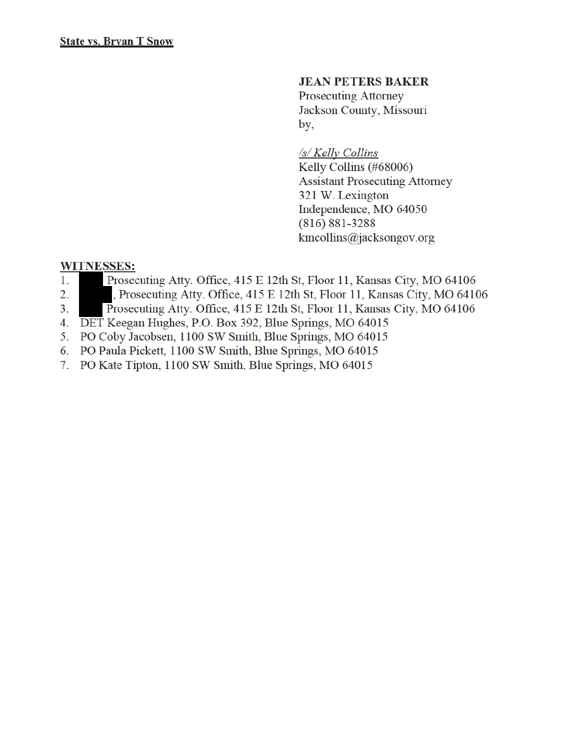**State vs. Bryan T Snow**

**JEAN PETERS BAKER**
Prosecuting Attorney
Jackson County, Missouri
by,

*/s/ Kelly Collins*
Kelly Collins (#68006)
Assistant Prosecuting Attorney
321 W. Lexington
Independence, MO 64050
(816) 881-3288
kmcollins@jacksongov.org

**WITNESSES:**

1. ███ Prosecuting Atty. Office, 415 E 12th St, Floor 11, Kansas City, MO 64106
2. ███, Prosecuting Atty. Office, 415 E 12th St, Floor 11, Kansas City, MO 64106
3. ███ Prosecuting Atty. Office, 415 E 12th St, Floor 11, Kansas City, MO 64106
4. DET Keegan Hughes, P.O. Box 392, Blue Springs, MO 64015
5. PO Coby Jacobsen, 1100 SW Smith, Blue Springs, MO 64015
6. PO Paula Pickett, 1100 SW Smith, Blue Springs, MO 64015
7. PO Kate Tipton, 1100 SW Smith, Blue Springs, MO 64015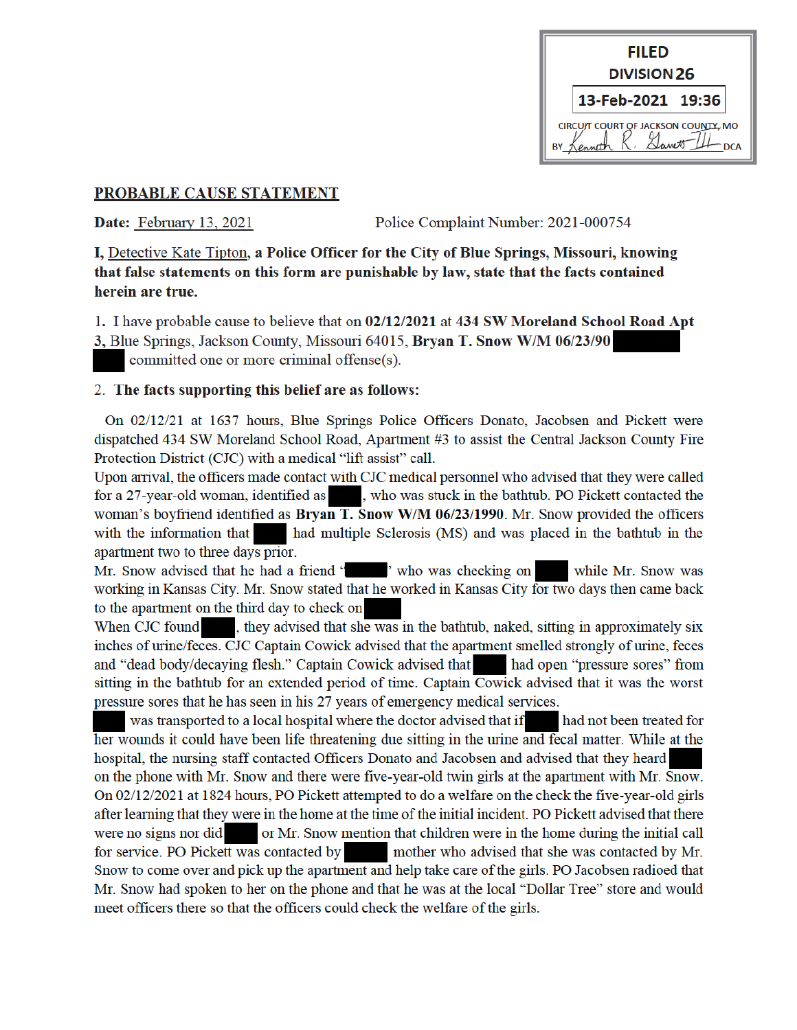FILED
DIVISION 26
13-Feb-2021 19:36
CIRCUIT COURT OF JACKSON COUNTY, MO
BY Kenneth R. Garrett III DCA

## PROBABLE CAUSE STATEMENT

**Date:** February 13, 2021 Police Complaint Number: 2021-000754

**I,** Detective Kate Tipton, **a Police Officer for the City of Blue Springs, Missouri, knowing that false statements on this form are punishable by law, state that the facts contained herein are true.**

1. I have probable cause to believe that on **02/12/2021** at **434 SW Moreland School Road Apt 3,** Blue Springs, Jackson County, Missouri 64015, **Bryan T. Snow W/M 06/23/90** ███ ███ committed one or more criminal offense(s).

2. **The facts supporting this belief are as follows:**

On 02/12/21 at 1637 hours, Blue Springs Police Officers Donato, Jacobsen and Pickett were dispatched 434 SW Moreland School Road, Apartment #3 to assist the Central Jackson County Fire Protection District (CJC) with a medical "lift assist" call.

Upon arrival, the officers made contact with CJC medical personnel who advised that they were called for a 27-year-old woman, identified as ███, who was stuck in the bathtub. PO Pickett contacted the woman's boyfriend identified as **Bryan T. Snow W/M 06/23/1990**. Mr. Snow provided the officers with the information that ███ had multiple Sclerosis (MS) and was placed in the bathtub in the apartment two to three days prior.

Mr. Snow advised that he had a friend '███' who was checking on ███ while Mr. Snow was working in Kansas City. Mr. Snow stated that he worked in Kansas City for two days then came back to the apartment on the third day to check on ███.

When CJC found ███, they advised that she was in the bathtub, naked, sitting in approximately six inches of urine/feces. CJC Captain Cowick advised that the apartment smelled strongly of urine, feces and "dead body/decaying flesh." Captain Cowick advised that ███ had open "pressure sores" from sitting in the bathtub for an extended period of time. Captain Cowick advised that it was the worst pressure sores that he has seen in his 27 years of emergency medical services.

███ was transported to a local hospital where the doctor advised that if ███ had not been treated for her wounds it could have been life threatening due sitting in the urine and fecal matter. While at the hospital, the nursing staff contacted Officers Donato and Jacobsen and advised that they heard ███ on the phone with Mr. Snow and there were five-year-old twin girls at the apartment with Mr. Snow. On 02/12/2021 at 1824 hours, PO Pickett attempted to do a welfare on the check the five-year-old girls after learning that they were in the home at the time of the initial incident. PO Pickett advised that there were no signs nor did ███ or Mr. Snow mention that children were in the home during the initial call for service. PO Pickett was contacted by ███ mother who advised that she was contacted by Mr. Snow to come over and pick up the apartment and help take care of the girls. PO Jacobsen radioed that Mr. Snow had spoken to her on the phone and that he was at the local "Dollar Tree" store and would meet officers there so that the officers could check the welfare of the girls.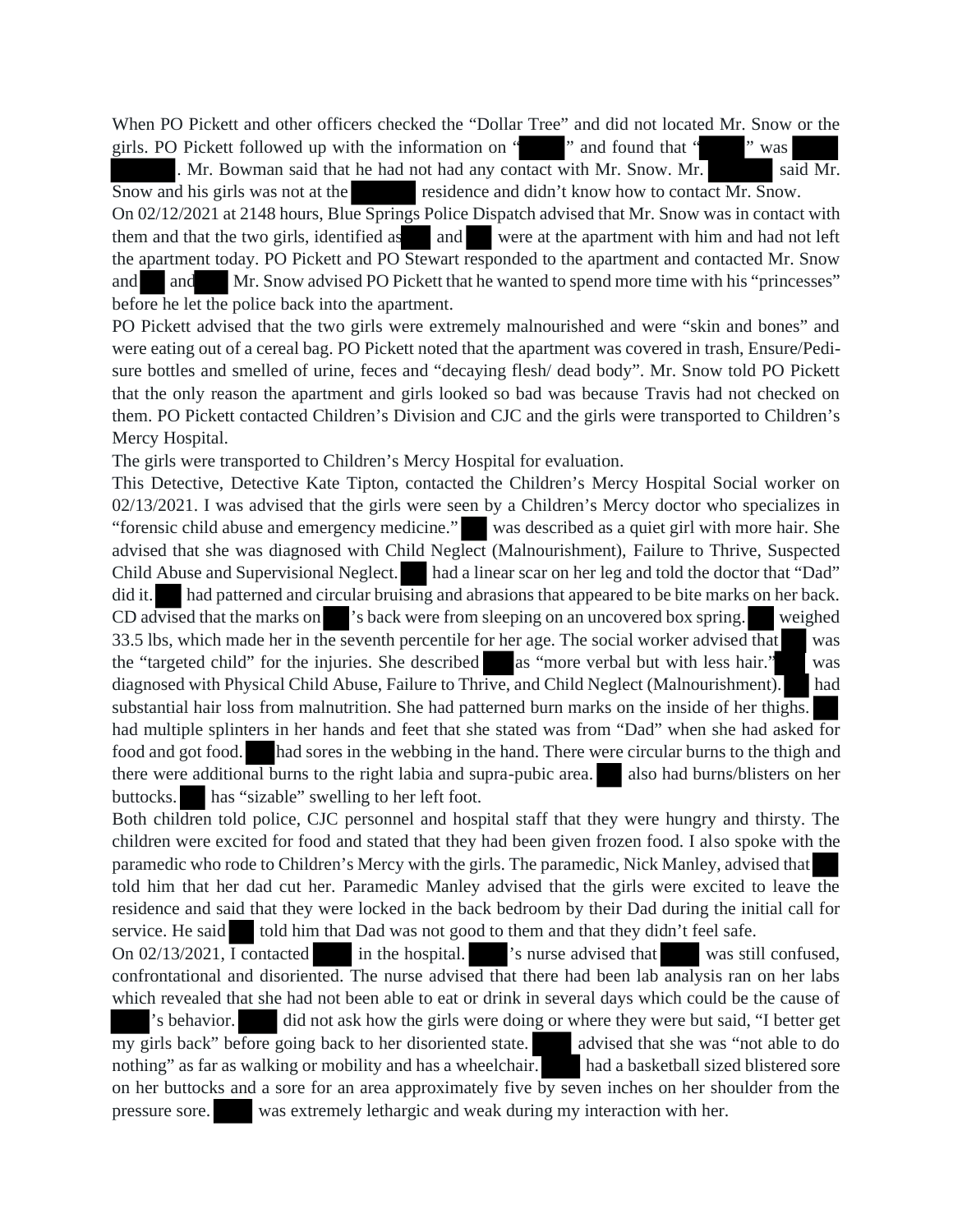When PO Pickett and other officers checked the "Dollar Tree" and did not located Mr. Snow or the girls. PO Pickett followed up with the information on " " and found that " " was . Mr. Bowman said that he had not had any contact with Mr. Snow. Mr. said Mr. Snow and his girls was not at the residence and didn't know how to contact Mr. Snow.

On 02/12/2021 at 2148 hours, Blue Springs Police Dispatch advised that Mr. Snow was in contact with them and that the two girls, identified as and were at the apartment with him and had not left the apartment today. PO Pickett and PO Stewart responded to the apartment and contacted Mr. Snow and and Mr. Snow advised PO Pickett that he wanted to spend more time with his "princesses" before he let the police back into the apartment.

PO Pickett advised that the two girls were extremely malnourished and were "skin and bones" and were eating out of a cereal bag. PO Pickett noted that the apartment was covered in trash, Ensure/Pedi-sure bottles and smelled of urine, feces and "decaying flesh/ dead body". Mr. Snow told PO Pickett that the only reason the apartment and girls looked so bad was because Travis had not checked on them. PO Pickett contacted Children's Division and CJC and the girls were transported to Children's Mercy Hospital.

The girls were transported to Children's Mercy Hospital for evaluation.

This Detective, Detective Kate Tipton, contacted the Children's Mercy Hospital Social worker on 02/13/2021. I was advised that the girls were seen by a Children's Mercy doctor who specializes in "forensic child abuse and emergency medicine." was described as a quiet girl with more hair. She advised that she was diagnosed with Child Neglect (Malnourishment), Failure to Thrive, Suspected Child Abuse and Supervisional Neglect. had a linear scar on her leg and told the doctor that "Dad" did it. had patterned and circular bruising and abrasions that appeared to be bite marks on her back. CD advised that the marks on 's back were from sleeping on an uncovered box spring. weighed 33.5 lbs, which made her in the seventh percentile for her age. The social worker advised that was the "targeted child" for the injuries. She described as "more verbal but with less hair." was diagnosed with Physical Child Abuse, Failure to Thrive, and Child Neglect (Malnourishment). had substantial hair loss from malnutrition. She had patterned burn marks on the inside of her thighs. had multiple splinters in her hands and feet that she stated was from "Dad" when she had asked for food and got food. had sores in the webbing in the hand. There were circular burns to the thigh and there were additional burns to the right labia and supra-pubic area. also had burns/blisters on her buttocks. has "sizable" swelling to her left foot.

Both children told police, CJC personnel and hospital staff that they were hungry and thirsty. The children were excited for food and stated that they had been given frozen food. I also spoke with the paramedic who rode to Children's Mercy with the girls. The paramedic, Nick Manley, advised that told him that her dad cut her. Paramedic Manley advised that the girls were excited to leave the residence and said that they were locked in the back bedroom by their Dad during the initial call for service. He said told him that Dad was not good to them and that they didn't feel safe.

On 02/13/2021, I contacted in the hospital. 's nurse advised that was still confused, confrontational and disoriented. The nurse advised that there had been lab analysis ran on her labs which revealed that she had not been able to eat or drink in several days which could be the cause of 's behavior. did not ask how the girls were doing or where they were but said, "I better get my girls back" before going back to her disoriented state. advised that she was "not able to do nothing" as far as walking or mobility and has a wheelchair. had a basketball sized blistered sore on her buttocks and a sore for an area approximately five by seven inches on her shoulder from the pressure sore. was extremely lethargic and weak during my interaction with her.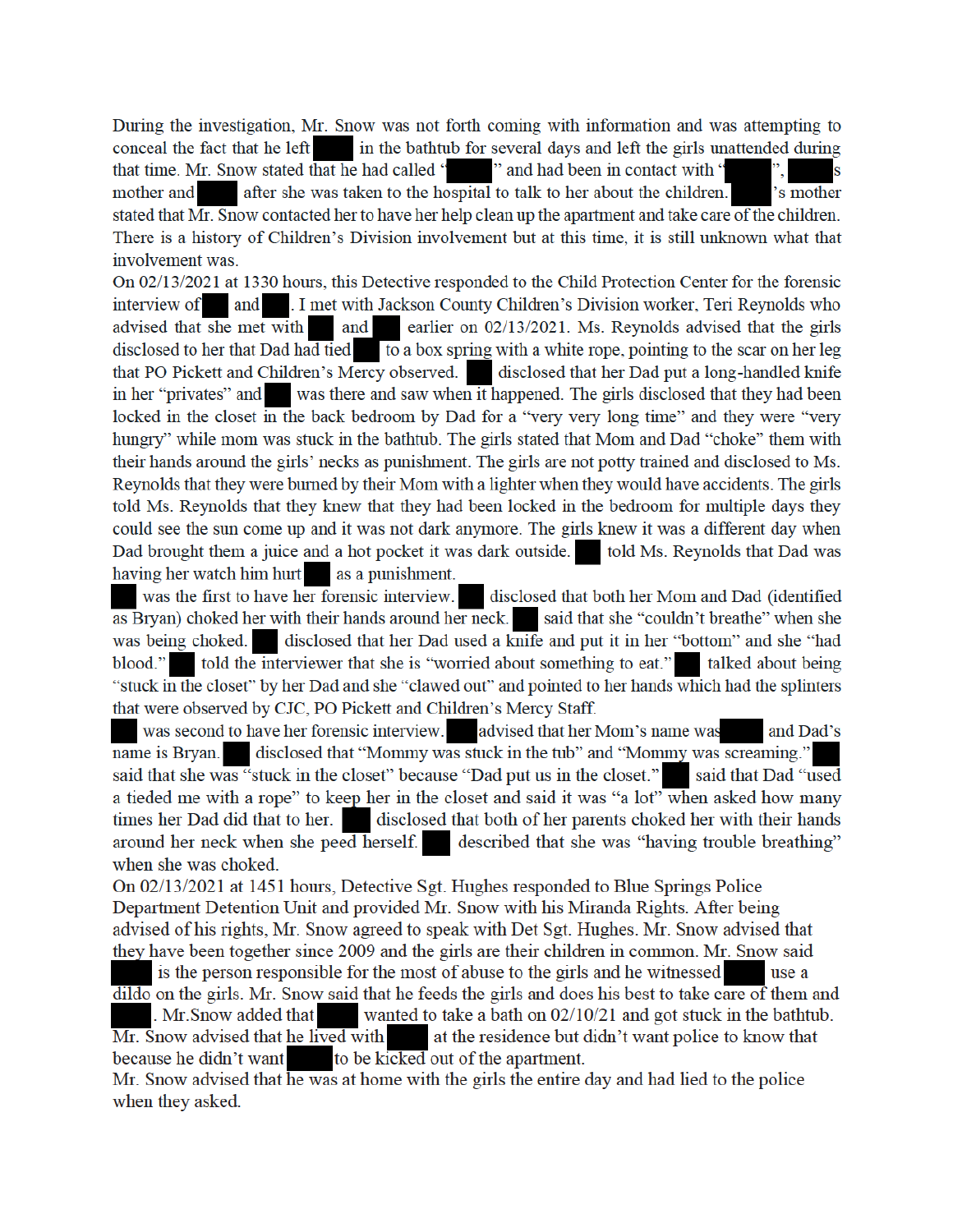During the investigation, Mr. Snow was not forth coming with information and was attempting to conceal the fact that he left ████ in the bathtub for several days and left the girls unattended during that time. Mr. Snow stated that he had called "████" and had been in contact with "████", ████s mother and ████ after she was taken to the hospital to talk to her about the children. ████'s mother stated that Mr. Snow contacted her to have her help clean up the apartment and take care of the children. There is a history of Children's Division involvement but at this time, it is still unknown what that involvement was.

On 02/13/2021 at 1330 hours, this Detective responded to the Child Protection Center for the forensic interview of ███ and ███. I met with Jackson County Children's Division worker, Teri Reynolds who advised that she met with ███ and ███ earlier on 02/13/2021. Ms. Reynolds advised that the girls disclosed to her that Dad had tied ███ to a box spring with a white rope, pointing to the scar on her leg that PO Pickett and Children's Mercy observed. ███ disclosed that her Dad put a long-handled knife in her "privates" and ███ was there and saw when it happened. The girls disclosed that they had been locked in the closet in the back bedroom by Dad for a "very very long time" and they were "very hungry" while mom was stuck in the bathtub. The girls stated that Mom and Dad "choke" them with their hands around the girls' necks as punishment. The girls are not potty trained and disclosed to Ms. Reynolds that they were burned by their Mom with a lighter when they would have accidents. The girls told Ms. Reynolds that they knew that they had been locked in the bedroom for multiple days they could see the sun come up and it was not dark anymore. The girls knew it was a different day when Dad brought them a juice and a hot pocket it was dark outside. ███ told Ms. Reynolds that Dad was having her watch him hurt ███ as a punishment.

███ was the first to have her forensic interview. ███ disclosed that both her Mom and Dad (identified as Bryan) choked her with their hands around her neck. ███ said that she "couldn't breathe" when she was being choked. ███ disclosed that her Dad used a knife and put it in her "bottom" and she "had blood." ███ told the interviewer that she is "worried about something to eat." ███ talked about being "stuck in the closet" by her Dad and she "clawed out" and pointed to her hands which had the splinters that were observed by CJC, PO Pickett and Children's Mercy Staff.

███ was second to have her forensic interview. ███ advised that her Mom's name was ████ and Dad's name is Bryan. ███ disclosed that "Mommy was stuck in the tub" and "Mommy was screaming." ███ said that she was "stuck in the closet" because "Dad put us in the closet." ███ said that Dad "used a tieded me with a rope" to keep her in the closet and said it was "a lot" when asked how many times her Dad did that to her. ███ disclosed that both of her parents choked her with their hands around her neck when she peed herself. ███ described that she was "having trouble breathing" when she was choked.

On 02/13/2021 at 1451 hours, Detective Sgt. Hughes responded to Blue Springs Police Department Detention Unit and provided Mr. Snow with his Miranda Rights. After being advised of his rights, Mr. Snow agreed to speak with Det Sgt. Hughes. Mr. Snow advised that they have been together since 2009 and the girls are their children in common. Mr. Snow said ████ is the person responsible for the most of abuse to the girls and he witnessed ████ use a dildo on the girls. Mr. Snow said that he feeds the girls and does his best to take care of them and ████. Mr.Snow added that ████ wanted to take a bath on 02/10/21 and got stuck in the bathtub. Mr. Snow advised that he lived with ████ at the residence but didn't want police to know that because he didn't want ████ to be kicked out of the apartment.

Mr. Snow advised that he was at home with the girls the entire day and had lied to the police when they asked.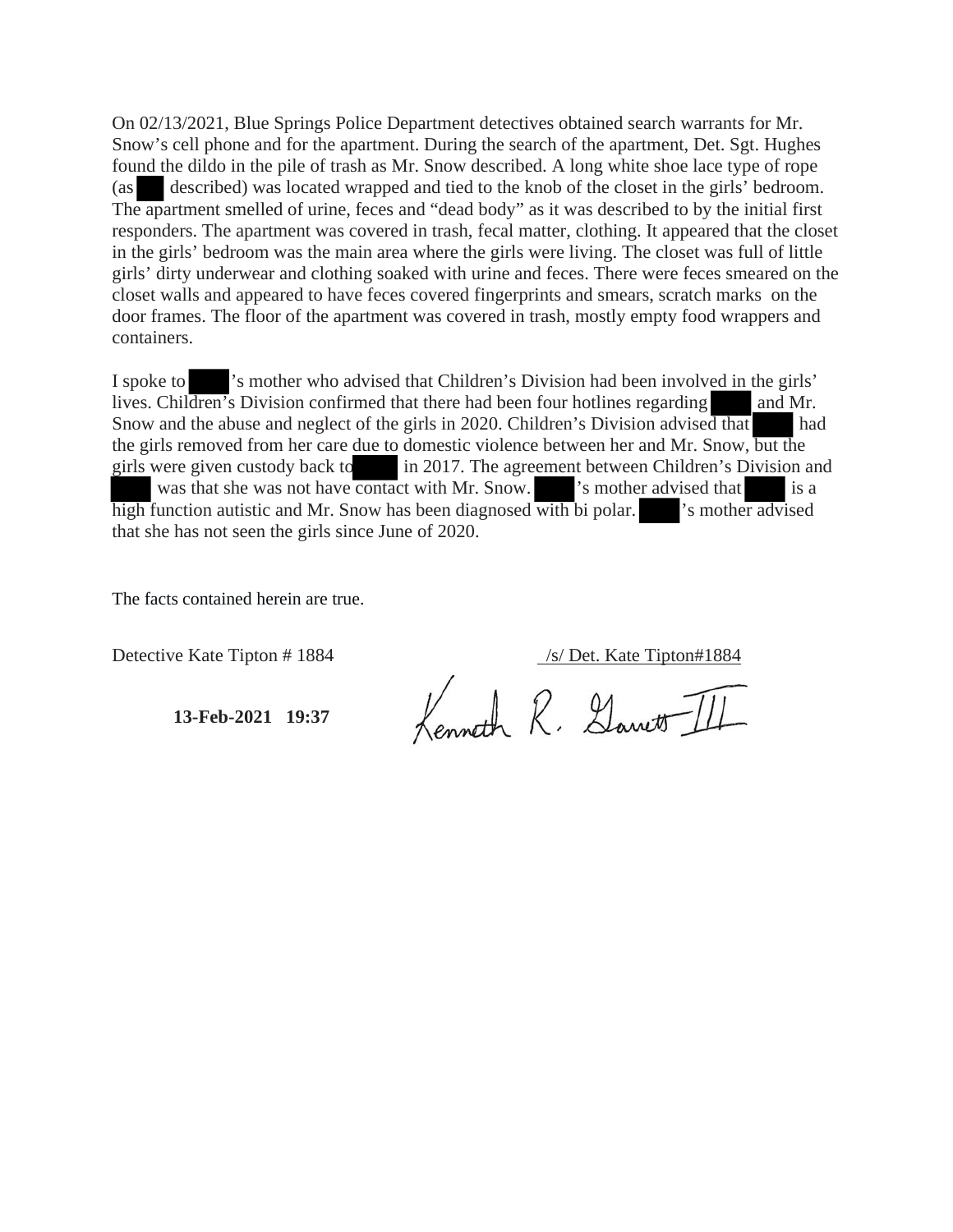On 02/13/2021, Blue Springs Police Department detectives obtained search warrants for Mr. Snow's cell phone and for the apartment. During the search of the apartment, Det. Sgt. Hughes found the dildo in the pile of trash as Mr. Snow described. A long white shoe lace type of rope (as [REDACTED] described) was located wrapped and tied to the knob of the closet in the girls' bedroom. The apartment smelled of urine, feces and "dead body" as it was described to by the initial first responders. The apartment was covered in trash, fecal matter, clothing. It appeared that the closet in the girls' bedroom was the main area where the girls were living. The closet was full of little girls' dirty underwear and clothing soaked with urine and feces. There were feces smeared on the closet walls and appeared to have feces covered fingerprints and smears, scratch marks on the door frames. The floor of the apartment was covered in trash, mostly empty food wrappers and containers.

I spoke to [REDACTED]'s mother who advised that Children's Division had been involved in the girls' lives. Children's Division confirmed that there had been four hotlines regarding [REDACTED] and Mr. Snow and the abuse and neglect of the girls in 2020. Children's Division advised that [REDACTED] had the girls removed from her care due to domestic violence between her and Mr. Snow, but the girls were given custody back to [REDACTED] in 2017. The agreement between Children's Division and [REDACTED] was that she was not have contact with Mr. Snow. [REDACTED]'s mother advised that [REDACTED] is a high function autistic and Mr. Snow has been diagnosed with bi polar. [REDACTED]'s mother advised that she has not seen the girls since June of 2020.

The facts contained herein are true.

Detective Kate Tipton # 1884 /s/ Det. Kate Tipton#1884

**13-Feb-2021 19:37**

Kenneth R. Garrett III